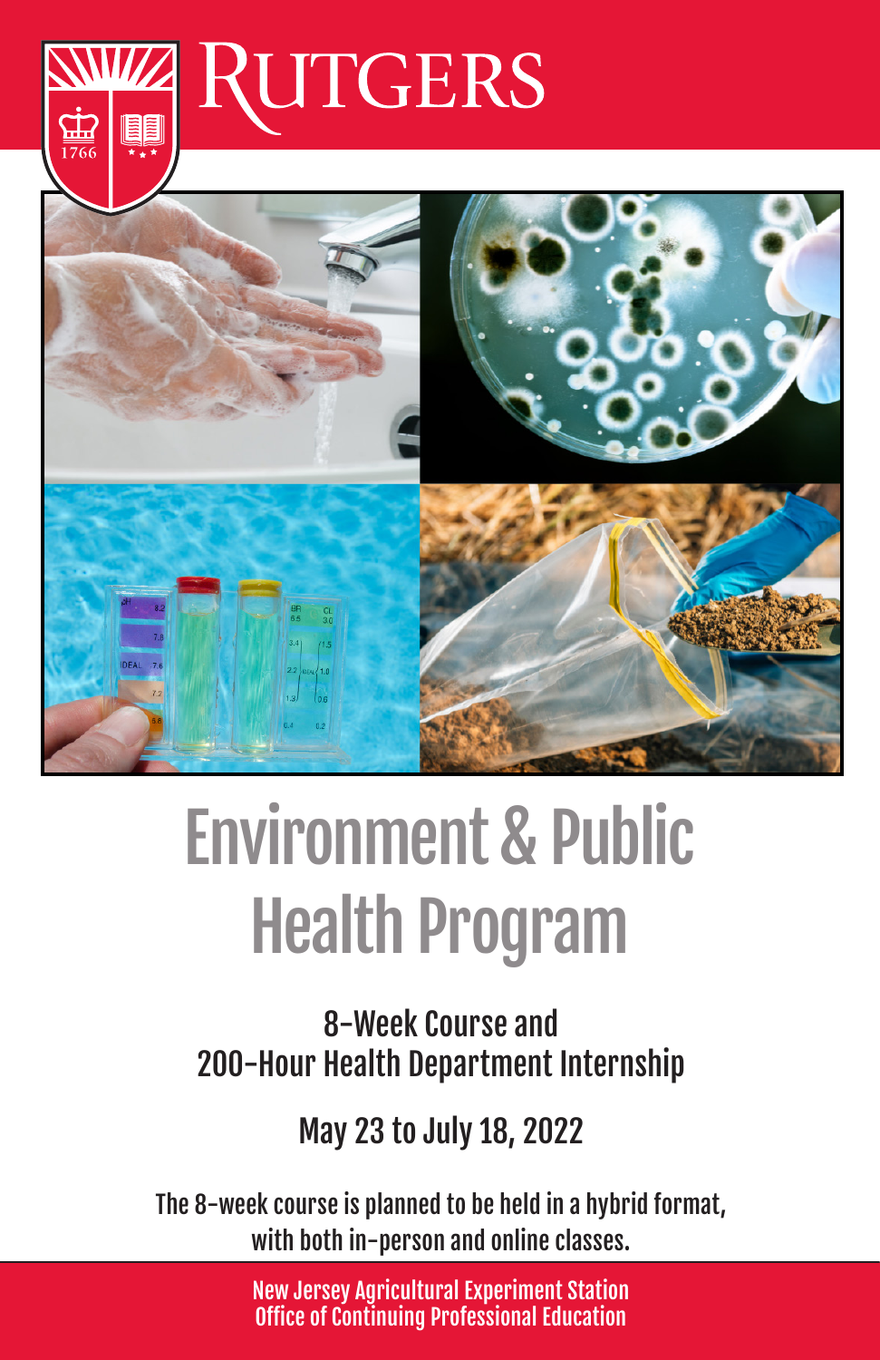RUTGERS

# Environment & Public Health Program

## 8-Week Course and 200-Hour Health Department Internship

## May 23 to July 18, 2022

The 8-week course is planned to be held in a hybrid format, with both in-person and online classes.

New Jersey Agricultural Experiment Station
Office of Continuing Professional Education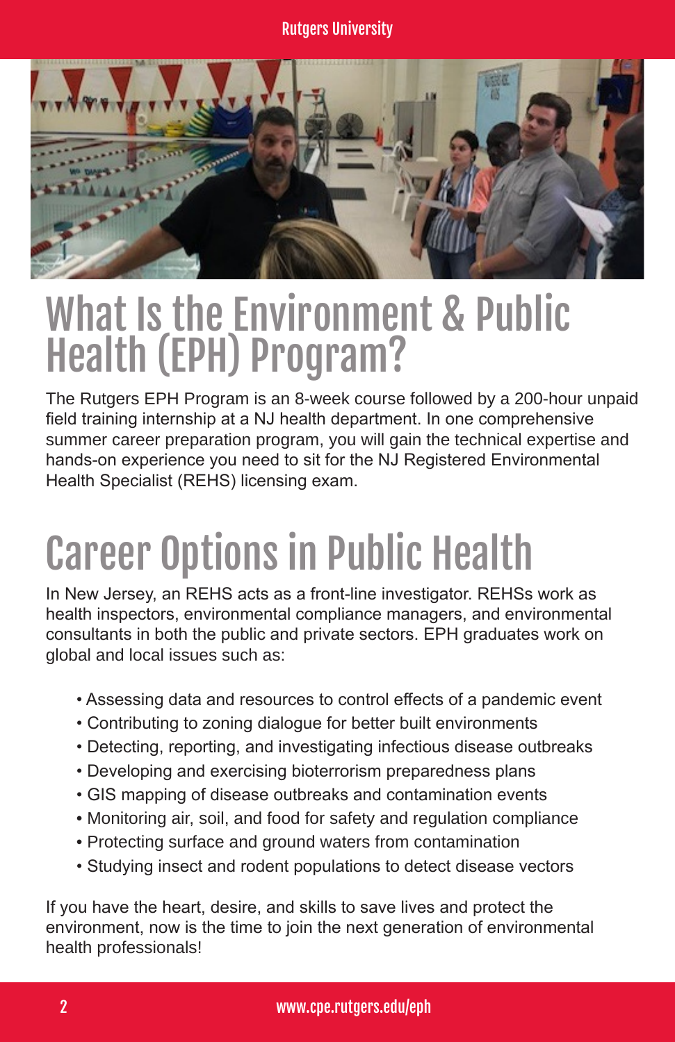# What Is the Environment & Public Health (EPH) Program?

The Rutgers EPH Program is an 8-week course followed by a 200-hour unpaid field training internship at a NJ health department. In one comprehensive summer career preparation program, you will gain the technical expertise and hands-on experience you need to sit for the NJ Registered Environmental Health Specialist (REHS) licensing exam.

# Career Options in Public Health

In New Jersey, an REHS acts as a front-line investigator. REHSs work as health inspectors, environmental compliance managers, and environmental consultants in both the public and private sectors. EPH graduates work on global and local issues such as:

- Assessing data and resources to control effects of a pandemic event
- Contributing to zoning dialogue for better built environments
- Detecting, reporting, and investigating infectious disease outbreaks
- Developing and exercising bioterrorism preparedness plans
- GIS mapping of disease outbreaks and contamination events
- Monitoring air, soil, and food for safety and regulation compliance
- Protecting surface and ground waters from contamination
- Studying insect and rodent populations to detect disease vectors

If you have the heart, desire, and skills to save lives and protect the environment, now is the time to join the next generation of environmental health professionals!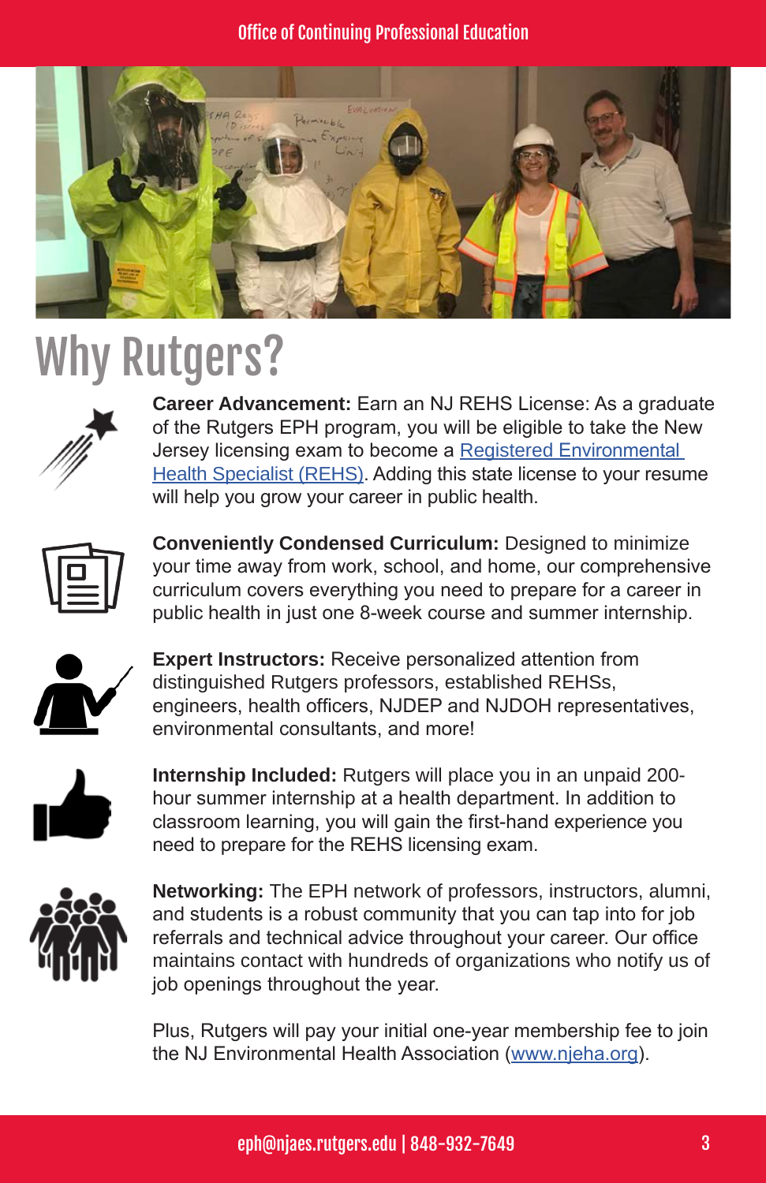# Why Rutgers?

**Career Advancement:** Earn an NJ REHS License: As a graduate of the Rutgers EPH program, you will be eligible to take the New Jersey licensing exam to become a Registered Environmental Health Specialist (REHS). Adding this state license to your resume will help you grow your career in public health.

**Conveniently Condensed Curriculum:** Designed to minimize your time away from work, school, and home, our comprehensive curriculum covers everything you need to prepare for a career in public health in just one 8-week course and summer internship.

**Expert Instructors:** Receive personalized attention from distinguished Rutgers professors, established REHSs, engineers, health officers, NJDEP and NJDOH representatives, environmental consultants, and more!

**Internship Included:** Rutgers will place you in an unpaid 200-hour summer internship at a health department. In addition to classroom learning, you will gain the first-hand experience you need to prepare for the REHS licensing exam.

**Networking:** The EPH network of professors, instructors, alumni, and students is a robust community that you can tap into for job referrals and technical advice throughout your career. Our office maintains contact with hundreds of organizations who notify us of job openings throughout the year.

Plus, Rutgers will pay your initial one-year membership fee to join the NJ Environmental Health Association (www.njeha.org).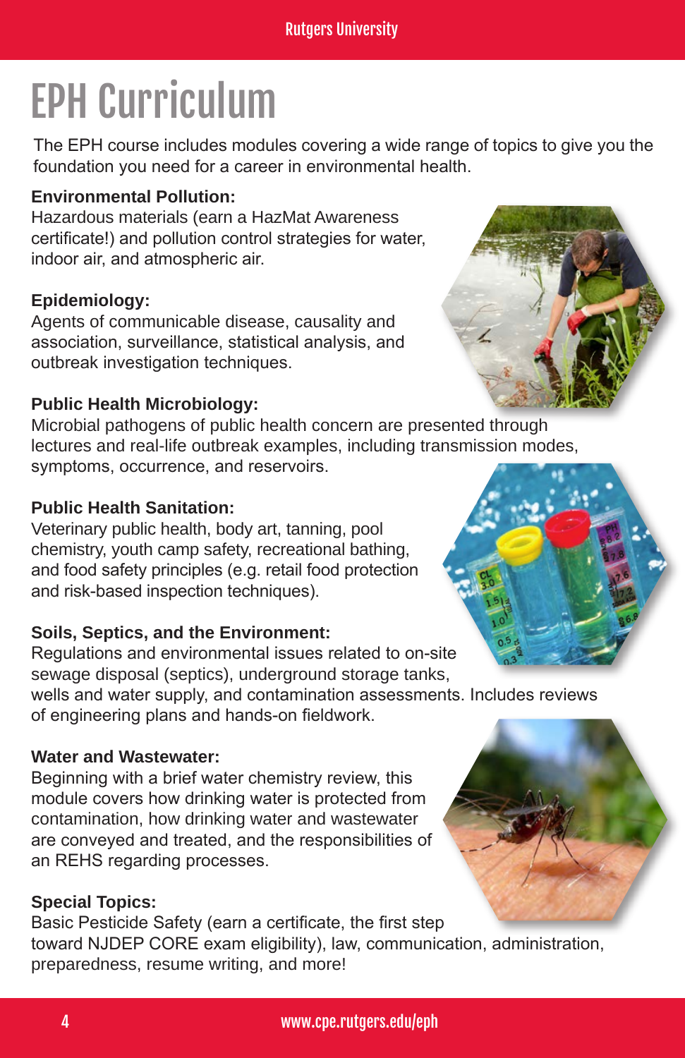# EPH Curriculum

The EPH course includes modules covering a wide range of topics to give you the foundation you need for a career in environmental health.

**Environmental Pollution:**
Hazardous materials (earn a HazMat Awareness certificate!) and pollution control strategies for water, indoor air, and atmospheric air.

**Epidemiology:**
Agents of communicable disease, causality and association, surveillance, statistical analysis, and outbreak investigation techniques.

**Public Health Microbiology:**
Microbial pathogens of public health concern are presented through lectures and real-life outbreak examples, including transmission modes, symptoms, occurrence, and reservoirs.

**Public Health Sanitation:**
Veterinary public health, body art, tanning, pool chemistry, youth camp safety, recreational bathing, and food safety principles (e.g. retail food protection and risk-based inspection techniques).

**Soils, Septics, and the Environment:**
Regulations and environmental issues related to on-site sewage disposal (septics), underground storage tanks, wells and water supply, and contamination assessments. Includes reviews of engineering plans and hands-on fieldwork.

**Water and Wastewater:**
Beginning with a brief water chemistry review, this module covers how drinking water is protected from contamination, how drinking water and wastewater are conveyed and treated, and the responsibilities of an REHS regarding processes.

**Special Topics:**
Basic Pesticide Safety (earn a certificate, the first step toward NJDEP CORE exam eligibility), law, communication, administration, preparedness, resume writing, and more!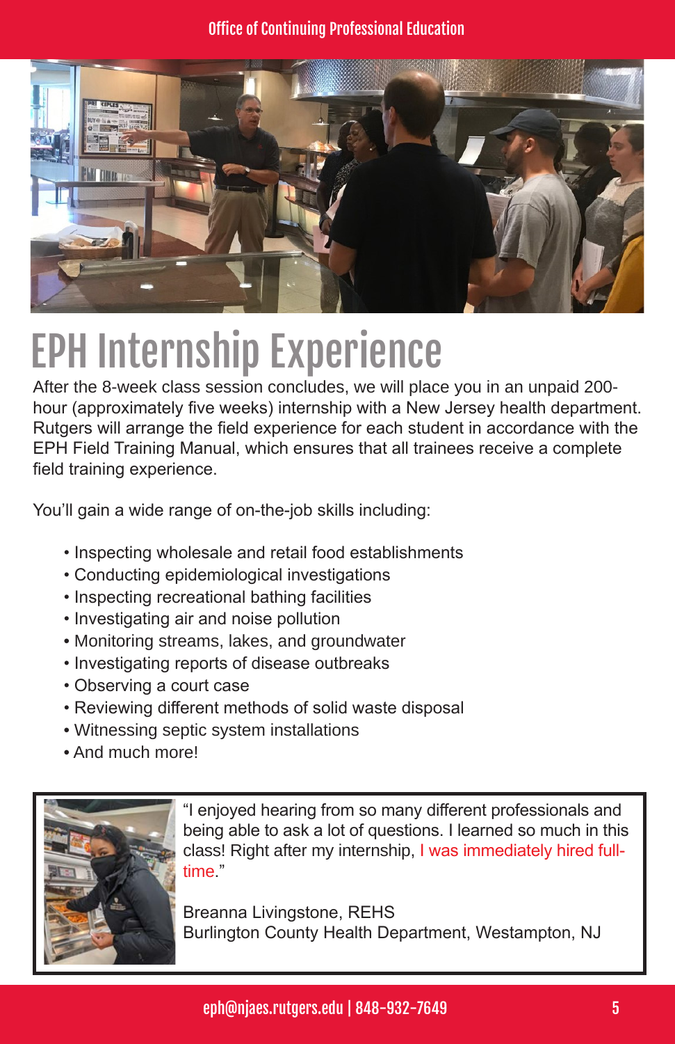# EPH Internship Experience

After the 8-week class session concludes, we will place you in an unpaid 200-hour (approximately five weeks) internship with a New Jersey health department. Rutgers will arrange the field experience for each student in accordance with the EPH Field Training Manual, which ensures that all trainees receive a complete field training experience.

You'll gain a wide range of on-the-job skills including:

- Inspecting wholesale and retail food establishments
- Conducting epidemiological investigations
- Inspecting recreational bathing facilities
- Investigating air and noise pollution
- Monitoring streams, lakes, and groundwater
- Investigating reports of disease outbreaks
- Observing a court case
- Reviewing different methods of solid waste disposal
- Witnessing septic system installations
- And much more!

"I enjoyed hearing from so many different professionals and being able to ask a lot of questions. I learned so much in this class! Right after my internship, I was immediately hired full-time."

Breanna Livingstone, REHS
Burlington County Health Department, Westampton, NJ

eph@njaes.rutgers.edu | 848-932-7649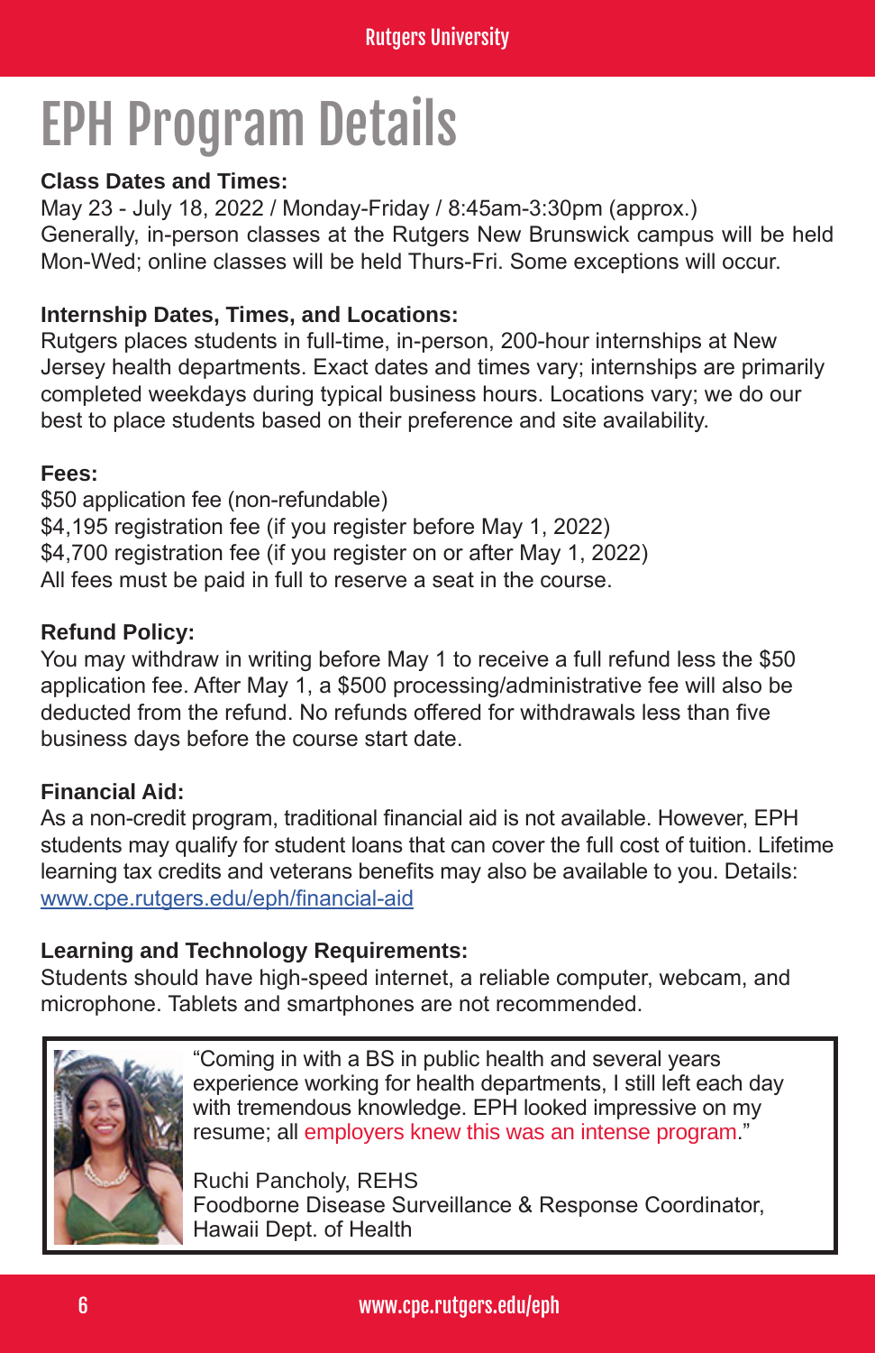# EPH Program Details

**Class Dates and Times:**
May 23 - July 18, 2022 / Monday-Friday / 8:45am-3:30pm (approx.)
Generally, in-person classes at the Rutgers New Brunswick campus will be held Mon-Wed; online classes will be held Thurs-Fri. Some exceptions will occur.

**Internship Dates, Times, and Locations:**
Rutgers places students in full-time, in-person, 200-hour internships at New Jersey health departments. Exact dates and times vary; internships are primarily completed weekdays during typical business hours. Locations vary; we do our best to place students based on their preference and site availability.

**Fees:**
$50 application fee (non-refundable)
$4,195 registration fee (if you register before May 1, 2022)
$4,700 registration fee (if you register on or after May 1, 2022)
All fees must be paid in full to reserve a seat in the course.

**Refund Policy:**
You may withdraw in writing before May 1 to receive a full refund less the $50 application fee. After May 1, a $500 processing/administrative fee will also be deducted from the refund. No refunds offered for withdrawals less than five business days before the course start date.

**Financial Aid:**
As a non-credit program, traditional financial aid is not available. However, EPH students may qualify for student loans that can cover the full cost of tuition. Lifetime learning tax credits and veterans benefits may also be available to you. Details: [www.cpe.rutgers.edu/eph/financial-aid](www.cpe.rutgers.edu/eph/financial-aid)

**Learning and Technology Requirements:**
Students should have high-speed internet, a reliable computer, webcam, and microphone. Tablets and smartphones are not recommended.

"Coming in with a BS in public health and several years experience working for health departments, I still left each day with tremendous knowledge. EPH looked impressive on my resume; all employers knew this was an intense program."

Ruchi Pancholy, REHS
Foodborne Disease Surveillance & Response Coordinator, Hawaii Dept. of Health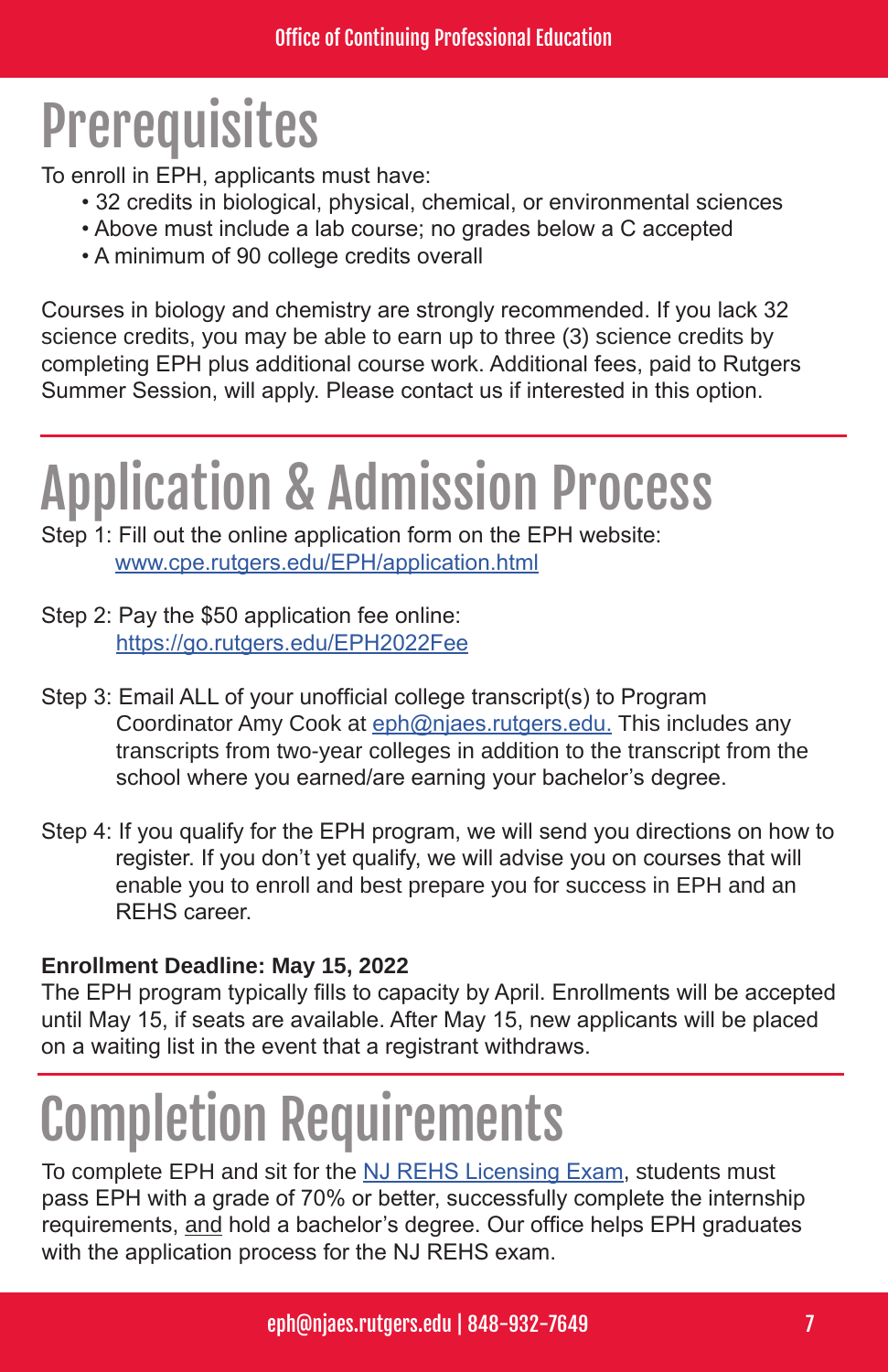# Prerequisites

To enroll in EPH, applicants must have:

- 32 credits in biological, physical, chemical, or environmental sciences
- Above must include a lab course; no grades below a C accepted
- A minimum of 90 college credits overall

Courses in biology and chemistry are strongly recommended. If you lack 32 science credits, you may be able to earn up to three (3) science credits by completing EPH plus additional course work. Additional fees, paid to Rutgers Summer Session, will apply. Please contact us if interested in this option.

# Application & Admission Process

Step 1: Fill out the online application form on the EPH website: www.cpe.rutgers.edu/EPH/application.html

Step 2: Pay the $50 application fee online: https://go.rutgers.edu/EPH2022Fee

Step 3: Email ALL of your unofficial college transcript(s) to Program Coordinator Amy Cook at eph@njaes.rutgers.edu. This includes any transcripts from two-year colleges in addition to the transcript from the school where you earned/are earning your bachelor's degree.

Step 4: If you qualify for the EPH program, we will send you directions on how to register. If you don't yet qualify, we will advise you on courses that will enable you to enroll and best prepare you for success in EPH and an REHS career.

**Enrollment Deadline: May 15, 2022**

The EPH program typically fills to capacity by April. Enrollments will be accepted until May 15, if seats are available. After May 15, new applicants will be placed on a waiting list in the event that a registrant withdraws.

# Completion Requirements

To complete EPH and sit for the NJ REHS Licensing Exam, students must pass EPH with a grade of 70% or better, successfully complete the internship requirements, and hold a bachelor's degree. Our office helps EPH graduates with the application process for the NJ REHS exam.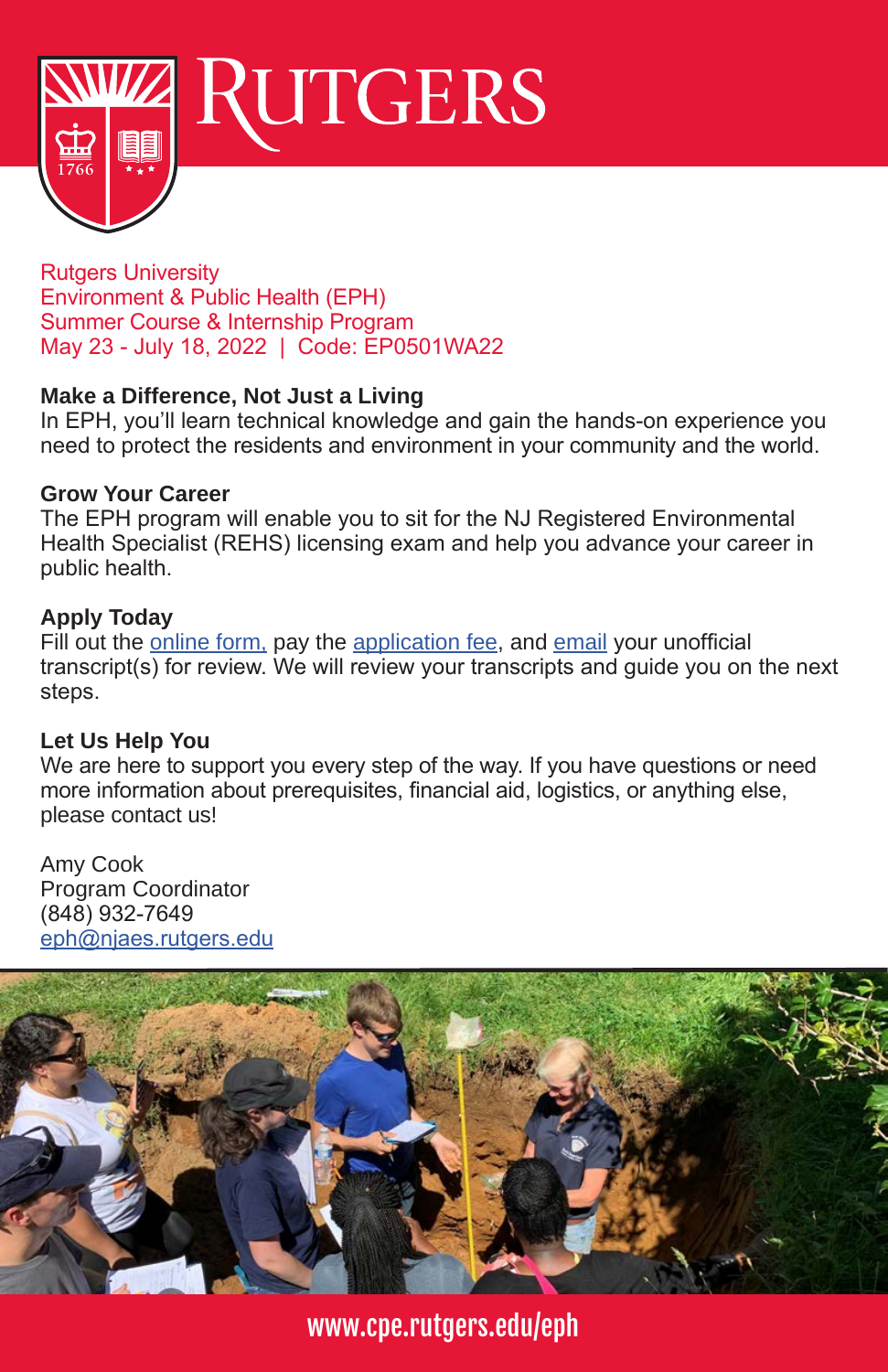Rutgers University
Environment & Public Health (EPH)
Summer Course & Internship Program
May 23 - July 18, 2022 | Code: EP0501WA22

**Make a Difference, Not Just a Living**

In EPH, you'll learn technical knowledge and gain the hands-on experience you need to protect the residents and environment in your community and the world.

**Grow Your Career**

The EPH program will enable you to sit for the NJ Registered Environmental Health Specialist (REHS) licensing exam and help you advance your career in public health.

**Apply Today**

Fill out the online form, pay the application fee, and email your unofficial transcript(s) for review. We will review your transcripts and guide you on the next steps.

**Let Us Help You**

We are here to support you every step of the way. If you have questions or need more information about prerequisites, financial aid, logistics, or anything else, please contact us!

Amy Cook
Program Coordinator
(848) 932-7649
eph@njaes.rutgers.edu

www.cpe.rutgers.edu/eph